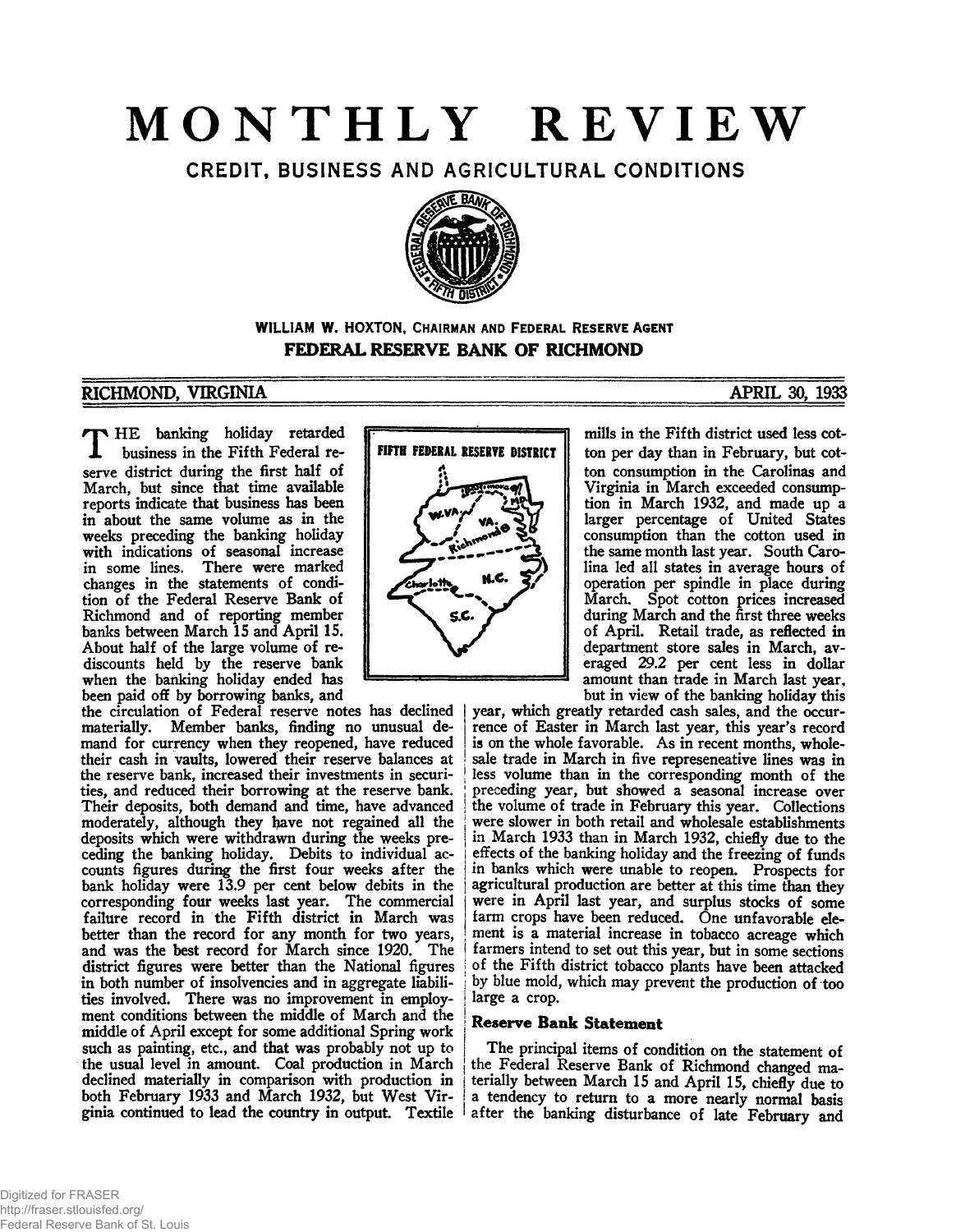# MONTHLY REVIEW

## CREDIT, BUSINESS AND AGRICULTURAL CONDITIONS

**WILLIAM W. HOXTON, CHAIRMAN AND FEDERAL RESERVE AGENT**

**FEDERAL RESERVE BANK OF RICHMOND**

RICHMOND, VIRGINIA — APRIL 30, 1933

THE banking holiday retarded business in the Fifth Federal reserve district during the first half of March, but since that time available reports indicate that business has been in about the same volume as in the weeks preceding the banking holiday with indications of seasonal increase in some lines. There were marked changes in the statements of condition of the Federal Reserve Bank of Richmond and of reporting member banks between March 15 and April 15. About half of the large volume of rediscounts held by the reserve bank when the banking holiday ended has been paid off by borrowing banks, and the circulation of Federal reserve notes has declined materially. Member banks, finding no unusual demand for currency when they reopened, have reduced their cash in vaults, lowered their reserve balances at the reserve bank, increased their investments in securities, and reduced their borrowing at the reserve bank. Their deposits, both demand and time, have advanced moderately, although they have not regained all the deposits which were withdrawn during the weeks preceding the banking holiday. Debits to individual accounts figures during the first four weeks after the bank holiday were 13.9 per cent below debits in the corresponding four weeks last year. The commercial failure record in the Fifth district in March was better than the record for any month for two years, and was the best record for March since 1920. The district figures were better than the National figures in both number of insolvencies and in aggregate liabilities involved. There was no improvement in employment conditions between the middle of March and the middle of April except for some additional Spring work such as painting, etc., and that was probably not up to the usual level in amount. Coal production in March declined materially in comparison with production in both February 1933 and March 1932, but West Virginia continued to lead the country in output. Textile mills in the Fifth district used less cotton per day than in February, but cotton consumption in the Carolinas and Virginia in March exceeded consumption in March 1932, and made up a larger percentage of United States consumption than the cotton used in the same month last year. South Carolina led all states in average hours of operation per spindle in place during March. Spot cotton prices increased during March and the first three weeks of April. Retail trade, as reflected in department store sales in March, averaged 29.2 per cent less in dollar amount than trade in March last year, but in view of the banking holiday this year, which greatly retarded cash sales, and the occurrence of Easter in March last year, this year's record is on the whole favorable. As in recent months, wholesale trade in March in five represeneative lines was in less volume than in the corresponding month of the preceding year, but showed a seasonal increase over the volume of trade in February this year. Collections were slower in both retail and wholesale establishments in March 1933 than in March 1932, chiefly due to the effects of the banking holiday and the freezing of funds in banks which were unable to reopen. Prospects for agricultural production are better at this time than they were in April last year, and surplus stocks of some farm crops have been reduced. One unfavorable element is a material increase in tobacco acreage which farmers intend to set out this year, but in some sections of the Fifth district tobacco plants have been attacked by blue mold, which may prevent the production of too large a crop.

### Reserve Bank Statement

The principal items of condition on the statement of the Federal Reserve Bank of Richmond changed materially between March 15 and April 15, chiefly due to a tendency to return to a more nearly normal basis after the banking disturbance of late February and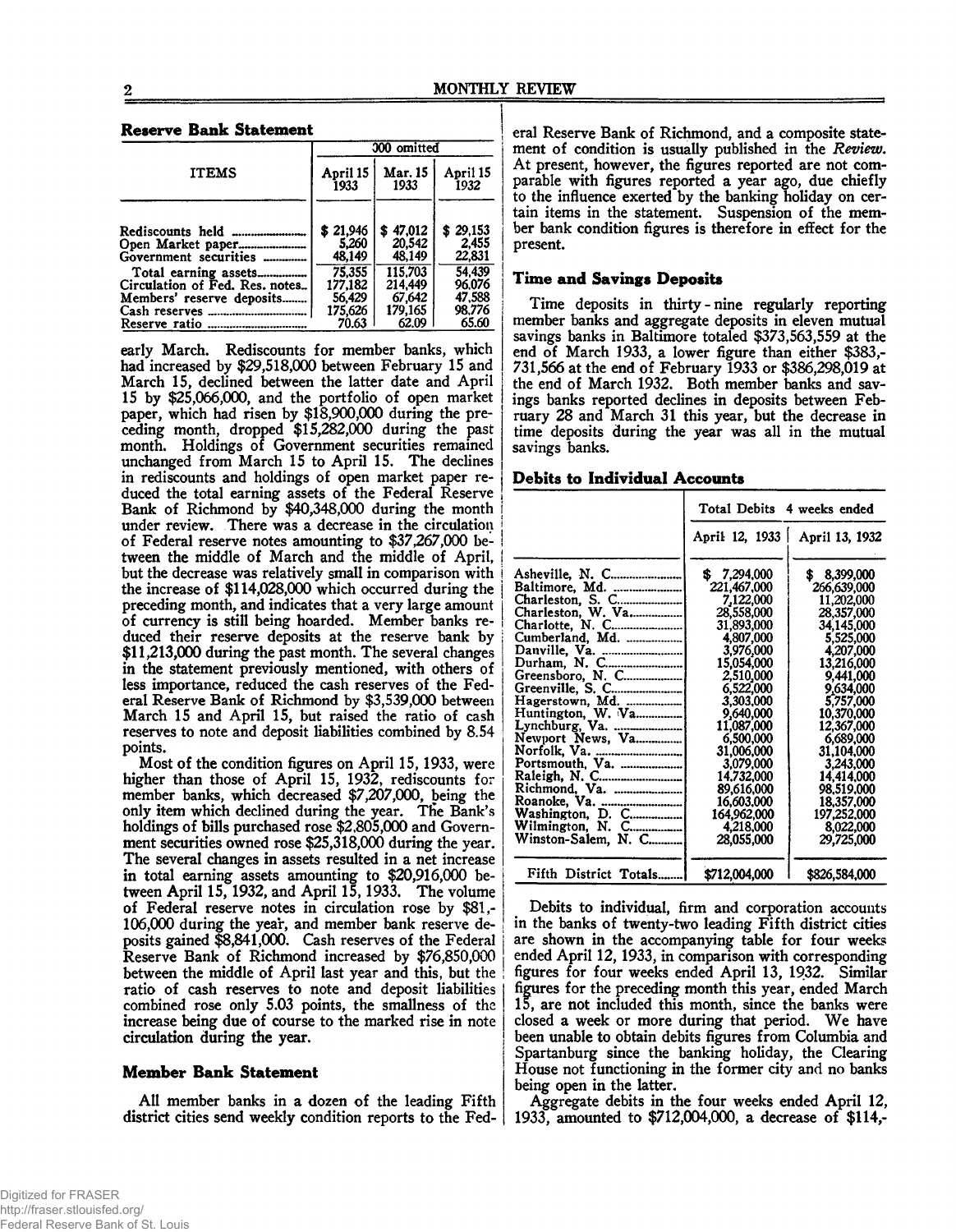### Reserve Bank Statement

| ITEMS | 000 omitted | | |
|---|---|---|---|
| | April 15 1933 | Mar. 15 1933 | April 15 1932 |
| Rediscounts held | $ 21,946 | $ 47,012 | $ 29,153 |
| Open Market paper | 5,260 | 20,542 | 2,455 |
| Government securities | 48,149 | 48,149 | 22,831 |
| Total earning assets | 75,355 | 115,703 | 54,439 |
| Circulation of Fed. Res. notes | 177,182 | 214,449 | 96,076 |
| Members' reserve deposits | 56,429 | 67,642 | 47,588 |
| Cash reserves | 175,626 | 179,165 | 98,776 |
| Reserve ratio | 70.63 | 62.09 | 65.60 |

early March. Rediscounts for member banks, which had increased by $29,518,000 between February 15 and March 15, declined between the latter date and April 15 by $25,066,000, and the portfolio of open market paper, which had risen by $18,900,000 during the preceding month, dropped $15,282,000 during the past month. Holdings of Government securities remained unchanged from March 15 to April 15. The declines in rediscounts and holdings of open market paper reduced the total earning assets of the Federal Reserve Bank of Richmond by $40,348,000 during the month under review. There was a decrease in the circulation of Federal reserve notes amounting to $37,267,000 between the middle of March and the middle of April, but the decrease was relatively small in comparison with the increase of $114,028,000 which occurred during the preceding month, and indicates that a very large amount of currency is still being hoarded. Member banks reduced their reserve deposits at the reserve bank by $11,213,000 during the past month. The several changes in the statement previously mentioned, with others of less importance, reduced the cash reserves of the Federal Reserve Bank of Richmond by $3,539,000 between March 15 and April 15, but raised the ratio of cash reserves to note and deposit liabilities combined by 8.54 points.

Most of the condition figures on April 15, 1933, were higher than those of April 15, 1932, rediscounts for member banks, which decreased $7,207,000, being the only item which declined during the year. The Bank's holdings of bills purchased rose $2,805,000 and Government securities owned rose $25,318,000 during the year. The several changes in assets resulted in a net increase in total earning assets amounting to $20,916,000 between April 15, 1932, and April 15, 1933. The volume of Federal reserve notes in circulation rose by $81,106,000 during the year, and member bank reserve deposits gained $8,841,000. Cash reserves of the Federal Reserve Bank of Richmond increased by $76,850,000 between the middle of April last year and this, but the ratio of cash reserves to note and deposit liabilities combined rose only 5.03 points, the smallness of the increase being due of course to the marked rise in note circulation during the year.

### Member Bank Statement

All member banks in a dozen of the leading Fifth district cities send weekly condition reports to the Federal Reserve Bank of Richmond, and a composite statement of condition is usually published in the *Review*. At present, however, the figures reported are not comparable with figures reported a year ago, due chiefly to the influence exerted by the banking holiday on certain items in the statement. Suspension of the member bank condition figures is therefore in effect for the present.

### Time and Savings Deposits

Time deposits in thirty-nine regularly reporting member banks and aggregate deposits in eleven mutual savings banks in Baltimore totaled $373,563,559 at the end of March 1933, a lower figure than either $383,731,566 at the end of February 1933 or $386,298,019 at the end of March 1932. Both member banks and savings banks reported declines in deposits between February 28 and March 31 this year, but the decrease in time deposits during the year was all in the mutual savings banks.

### Debits to Individual Accounts

| | Total Debits 4 weeks ended | |
|---|---|---|
| | April 12, 1933 | April 13, 1932 |
| Asheville, N. C. | $ 7,294,000 | $ 8,399,000 |
| Baltimore, Md. | 221,467,000 | 266,639,000 |
| Charleston, S. C. | 7,122,000 | 11,202,000 |
| Charleston, W. Va. | 28,558,000 | 28,357,000 |
| Charlotte, N. C. | 31,893,000 | 34,145,000 |
| Cumberland, Md. | 4,807,000 | 5,525,000 |
| Danville, Va. | 3,976,000 | 4,207,000 |
| Durham, N. C. | 15,054,000 | 13,216,000 |
| Greensboro, N. C. | 2,510,000 | 9,441,000 |
| Greenville, S. C. | 6,522,000 | 9,634,000 |
| Hagerstown, Md. | 3,303,000 | 5,757,000 |
| Huntington, W. Va. | 9,640,000 | 10,370,000 |
| Lynchburg, Va. | 11,087,000 | 12,367,000 |
| Newport News, Va. | 6,500,000 | 6,689,000 |
| Norfolk, Va. | 31,006,000 | 31,104,000 |
| Portsmouth, Va. | 3,079,000 | 3,243,000 |
| Raleigh, N. C. | 14,732,000 | 14,414,000 |
| Richmond, Va. | 89,616,000 | 98,519,000 |
| Roanoke, Va. | 16,603,000 | 18,357,000 |
| Washington, D. C. | 164,962,000 | 197,252,000 |
| Wilmington, N. C. | 4,218,000 | 8,022,000 |
| Winston-Salem, N. C. | 28,055,000 | 29,725,000 |
| Fifth District Totals | $712,004,000 | $826,584,000 |

Debits to individual, firm and corporation accounts in the banks of twenty-two leading Fifth district cities are shown in the accompanying table for four weeks ended April 12, 1933, in comparison with corresponding figures for four weeks ended April 13, 1932. Similar figures for the preceding month this year, ended March 15, are not included this month, since the banks were closed a week or more during that period. We have been unable to obtain debits figures from Columbia and Spartanburg since the banking holiday, the Clearing House not functioning in the former city and no banks being open in the latter.

Aggregate debits in the four weeks ended April 12, 1933, amounted to $712,004,000, a decrease of $114,-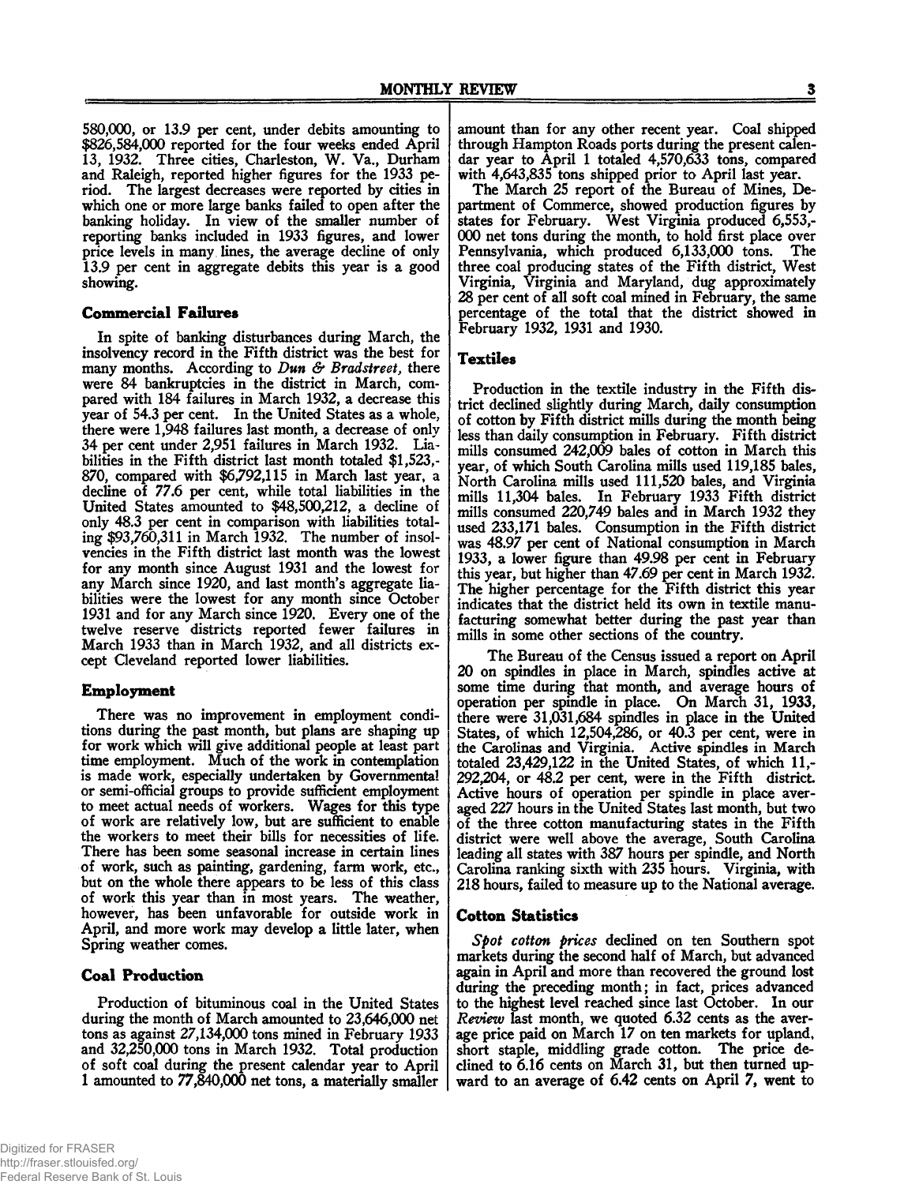580,000, or 13.9 per cent, under debits amounting to $826,584,000 reported for the four weeks ended April 13, 1932. Three cities, Charleston, W. Va., Durham and Raleigh, reported higher figures for the 1933 period. The largest decreases were reported by cities in which one or more large banks failed to open after the banking holiday. In view of the smaller number of reporting banks included in 1933 figures, and lower price levels in many lines, the average decline of only 13.9 per cent in aggregate debits this year is a good showing.

### Commercial Failures

In spite of banking disturbances during March, the insolvency record in the Fifth district was the best for many months. According to *Dun & Bradstreet*, there were 84 bankruptcies in the district in March, compared with 184 failures in March 1932, a decrease this year of 54.3 per cent. In the United States as a whole, there were 1,948 failures last month, a decrease of only 34 per cent under 2,951 failures in March 1932. Liabilities in the Fifth district last month totaled $1,523,870, compared with $6,792,115 in March last year, a decline of 77.6 per cent, while total liabilities in the United States amounted to $48,500,212, a decline of only 48.3 per cent in comparison with liabilities totaling $93,760,311 in March 1932. The number of insolvencies in the Fifth district last month was the lowest for any month since August 1931 and the lowest for any March since 1920, and last month's aggregate liabilities were the lowest for any month since October 1931 and for any March since 1920. Every one of the twelve reserve districts reported fewer failures in March 1933 than in March 1932, and all districts except Cleveland reported lower liabilities.

### Employment

There was no improvement in employment conditions during the past month, but plans are shaping up for work which will give additional people at least part time employment. Much of the work in contemplation is made work, especially undertaken by Governmental or semi-official groups to provide sufficient employment to meet actual needs of workers. Wages for this type of work are relatively low, but are sufficient to enable the workers to meet their bills for necessities of life. There has been some seasonal increase in certain lines of work, such as painting, gardening, farm work, etc., but on the whole there appears to be less of this class of work this year than in most years. The weather, however, has been unfavorable for outside work in April, and more work may develop a little later, when Spring weather comes.

### Coal Production

Production of bituminous coal in the United States during the month of March amounted to 23,646,000 net tons as against 27,134,000 tons mined in February 1933 and 32,250,000 tons in March 1932. Total production of soft coal during the present calendar year to April 1 amounted to 77,840,000 net tons, a materially smaller amount than for any other recent year. Coal shipped through Hampton Roads ports during the present calendar year to April 1 totaled 4,570,633 tons, compared with 4,643,835 tons shipped prior to April last year.

The March 25 report of the Bureau of Mines, Department of Commerce, showed production figures by states for February. West Virginia produced 6,553,000 net tons during the month, to hold first place over Pennsylvania, which produced 6,133,000 tons. The three coal producing states of the Fifth district, West Virginia, Virginia and Maryland, dug approximately 28 per cent of all soft coal mined in February, the same percentage of the total that the district showed in February 1932, 1931 and 1930.

### Textiles

Production in the textile industry in the Fifth district declined slightly during March, daily consumption of cotton by Fifth district mills during the month being less than daily consumption in February. Fifth district mills consumed 242,009 bales of cotton in March this year, of which South Carolina mills used 119,185 bales, North Carolina mills used 111,520 bales, and Virginia mills 11,304 bales. In February 1933 Fifth district mills consumed 220,749 bales and in March 1932 they used 233,171 bales. Consumption in the Fifth district was 48.97 per cent of National consumption in March 1933, a lower figure than 49.98 per cent in February this year, but higher than 47.69 per cent in March 1932. The higher percentage for the Fifth district this year indicates that the district held its own in textile manufacturing somewhat better during the past year than mills in some other sections of the country.

The Bureau of the Census issued a report on April 20 on spindles in place in March, spindles active at some time during that month, and average hours of operation per spindle in place. On March 31, 1933, there were 31,031,684 spindles in place in the United States, of which 12,504,286, or 40.3 per cent, were in the Carolinas and Virginia. Active spindles in March totaled 23,429,122 in the United States, of which 11,292,204, or 48.2 per cent, were in the Fifth district. Active hours of operation per spindle in place averaged 227 hours in the United States last month, but two of the three cotton manufacturing states in the Fifth district were well above the average, South Carolina leading all states with 387 hours per spindle, and North Carolina ranking sixth with 235 hours. Virginia, with 218 hours, failed to measure up to the National average.

### Cotton Statistics

*Spot cotton prices* declined on ten Southern spot markets during the second half of March, but advanced again in April and more than recovered the ground lost during the preceding month; in fact, prices advanced to the highest level reached since last October. In our *Review* last month, we quoted 6.32 cents as the average price paid on March 17 on ten markets for upland, short staple, middling grade cotton. The price declined to 6.16 cents on March 31, but then turned upward to an average of 6.42 cents on April 7, went to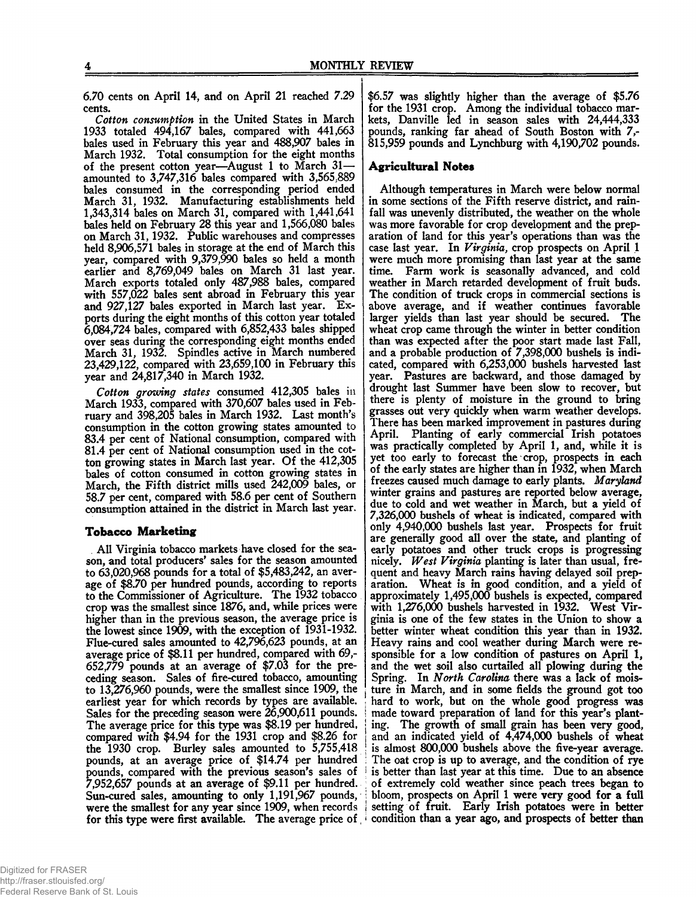6.70 cents on April 14, and on April 21 reached 7.29 cents.

*Cotton consumption* in the United States in March 1933 totaled 494,167 bales, compared with 441,663 bales used in February this year and 488,907 bales in March 1932. Total consumption for the eight months of the present cotton year—August 1 to March 31—amounted to 3,747,316 bales compared with 3,565,889 bales consumed in the corresponding period ended March 31, 1932. Manufacturing establishments held 1,343,314 bales on March 31, compared with 1,441,641 bales held on February 28 this year and 1,566,080 bales on March 31, 1932. Public warehouses and compresses held 8,906,571 bales in storage at the end of March this year, compared with 9,379,990 bales so held a month earlier and 8,769,049 bales on March 31 last year. March exports totaled only 487,988 bales, compared with 557,022 bales sent abroad in February this year and 927,127 bales exported in March last year. Exports during the eight months of this cotton year totaled 6,084,724 bales, compared with 6,852,433 bales shipped over seas during the corresponding eight months ended March 31, 1932. Spindles active in March numbered 23,429,122, compared with 23,659,100 in February this year and 24,817,340 in March 1932.

*Cotton growing states* consumed 412,305 bales in March 1933, compared with 370,607 bales used in February and 398,205 bales in March 1932. Last month's consumption in the cotton growing states amounted to 83.4 per cent of National consumption, compared with 81.4 per cent of National consumption used in the cotton growing states in March last year. Of the 412,305 bales of cotton consumed in cotton growing states in March, the Fifth district mills used 242,009 bales, or 58.7 per cent, compared with 58.6 per cent of Southern consumption attained in the district in March last year.

## Tobacco Marketing

All Virginia tobacco markets have closed for the season, and total producers' sales for the season amounted to 63,020,968 pounds for a total of $5,483,242, an average of $8.70 per hundred pounds, according to reports to the Commissioner of Agriculture. The 1932 tobacco crop was the smallest since 1876, and, while prices were higher than in the previous season, the average price is the lowest since 1909, with the exception of 1931-1932. Flue-cured sales amounted to 42,796,623 pounds, at an average price of $8.11 per hundred, compared with 69,652,779 pounds at an average of $7.03 for the preceding season. Sales of fire-cured tobacco, amounting to 13,276,960 pounds, were the smallest since 1909, the earliest year for which records by types are available. Sales for the preceding season were 26,900,611 pounds. The average price for this type was $8.19 per hundred, compared with $4.94 for the 1931 crop and $8.26 for the 1930 crop. Burley sales amounted to 5,755,418 pounds, at an average price of $14.74 per hundred pounds, compared with the previous season's sales of 7,952,657 pounds at an average of $9.11 per hundred. Sun-cured sales, amounting to only 1,191,967 pounds, were the smallest for any year since 1909, when records for this type were first available. The average price of $6.57 was slightly higher than the average of $5.76 for the 1931 crop. Among the individual tobacco markets, Danville led in season sales with 24,444,333 pounds, ranking far ahead of South Boston with 7,815,959 pounds and Lynchburg with 4,190,702 pounds.

## Agricultural Notes

Although temperatures in March were below normal in some sections of the Fifth reserve district, and rainfall was unevenly distributed, the weather on the whole was more favorable for crop development and the preparation of land for this year's operations than was the case last year. In *Virginia*, crop prospects on April 1 were much more promising than last year at the same time. Farm work is seasonally advanced, and cold weather in March retarded development of fruit buds. The condition of truck crops in commercial sections is above average, and if weather continues favorable larger yields than last year should be secured. The wheat crop came through the winter in better condition than was expected after the poor start made last Fall, and a probable production of 7,398,000 bushels is indicated, compared with 6,253,000 bushels harvested last year. Pastures are backward, and those damaged by drought last Summer have been slow to recover, but there is plenty of moisture in the ground to bring grasses out very quickly when warm weather develops. There has been marked improvement in pastures during April. Planting of early commercial Irish potatoes was practically completed by April 1, and, while it is yet too early to forecast the crop, prospects in each of the early states are higher than in 1932, when March freezes caused much damage to early plants. *Maryland* winter grains and pastures are reported below average, due to cold and wet weather in March, but a yield of 7,326,000 bushels of wheat is indicated, compared with only 4,940,000 bushels last year. Prospects for fruit are generally good all over the state, and planting of early potatoes and other truck crops is progressing nicely. *West Virginia* planting is later than usual, frequent and heavy March rains having delayed soil preparation. Wheat is in good condition, and a yield of approximately 1,495,000 bushels is expected, compared with 1,276,000 bushels harvested in 1932. West Virginia is one of the few states in the Union to show a better winter wheat condition this year than in 1932. Heavy rains and cool weather during March were responsible for a low condition of pastures on April 1, and the wet soil also curtailed all plowing during the Spring. In *North Carolina* there was a lack of moisture in March, and in some fields the ground got too hard to work, but on the whole good progress was made toward preparation of land for this year's planting. The growth of small grain has been very good, and an indicated yield of 4,474,000 bushels of wheat is almost 800,000 bushels above the five-year average. The oat crop is up to average, and the condition of rye is better than last year at this time. Due to an absence of extremely cold weather since peach trees began to bloom, prospects on April 1 were very good for a full setting of fruit. Early Irish potatoes were in better condition than a year ago, and prospects of better than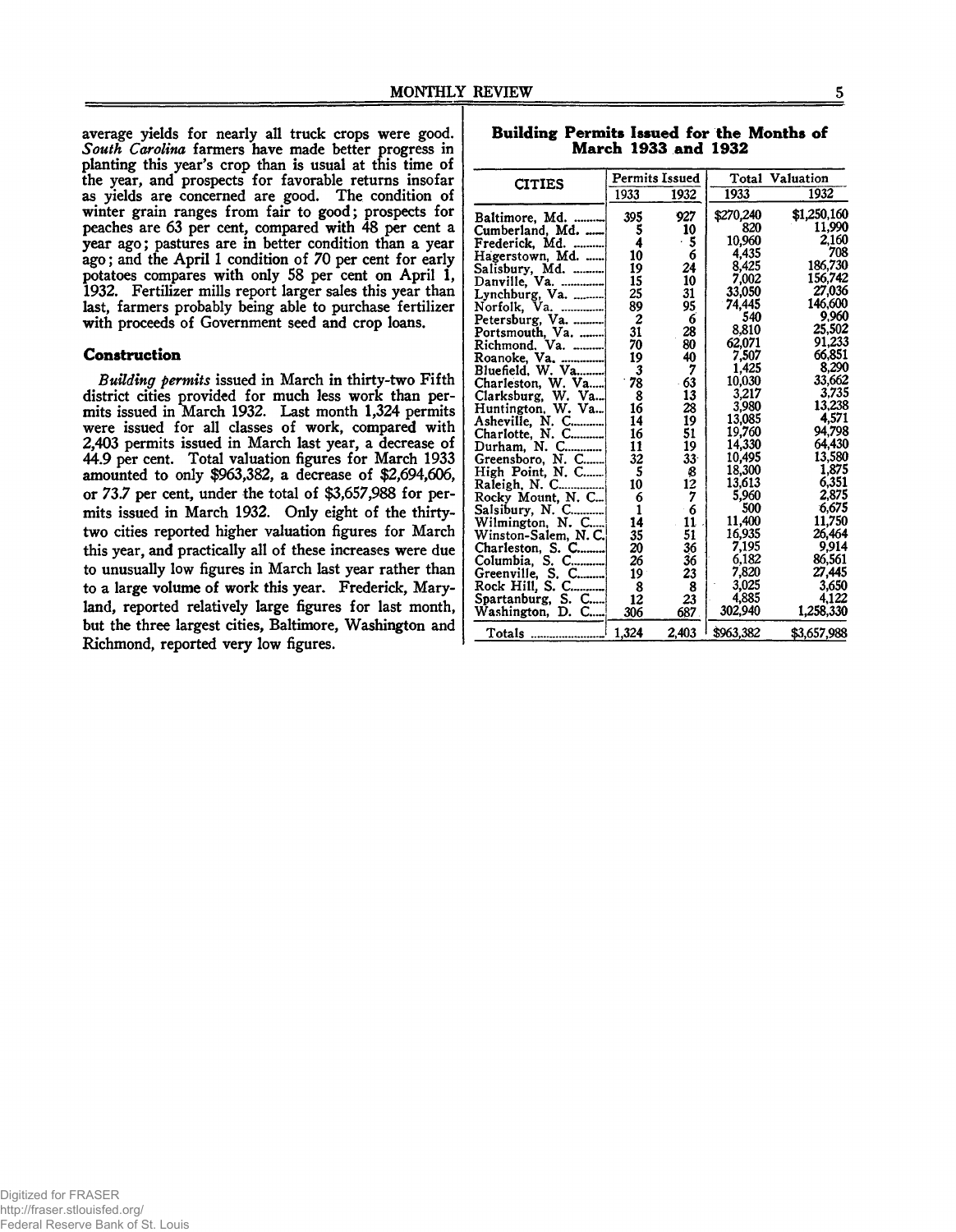average yields for nearly all truck crops were good. *South Carolina* farmers have made better progress in planting this year's crop than is usual at this time of the year, and prospects for favorable returns insofar as yields are concerned are good. The condition of winter grain ranges from fair to good; prospects for peaches are 63 per cent, compared with 48 per cent a year ago; pastures are in better condition than a year ago; and the April 1 condition of 70 per cent for early potatoes compares with only 58 per cent on April 1, 1932. Fertilizer mills report larger sales this year than last, farmers probably being able to purchase fertilizer with proceeds of Government seed and crop loans.

## Construction

*Building permits* issued in March in thirty-two Fifth district cities provided for much less work than permits issued in March 1932. Last month 1,324 permits were issued for all classes of work, compared with 2,403 permits issued in March last year, a decrease of 44.9 per cent. Total valuation figures for March 1933 amounted to only $963,382, a decrease of $2,694,606, or 73.7 per cent, under the total of $3,657,988 for permits issued in March 1932. Only eight of the thirty-two cities reported higher valuation figures for March this year, and practically all of these increases were due to unusually low figures in March last year rather than to a large volume of work this year. Frederick, Maryland, reported relatively large figures for last month, but the three largest cities, Baltimore, Washington and Richmond, reported very low figures.

### Building Permits Issued for the Months of March 1933 and 1932

| CITIES | Permits Issued | | Total Valuation | |
|---|---|---|---|---|
| | 1933 | 1932 | 1933 | 1932 |
| Baltimore, Md. | 395 | 927 | $270,240 | $1,250,160 |
| Cumberland, Md. | 5 | 10 | 820 | 11,990 |
| Frederick, Md. | 4 | 5 | 10,960 | 2,160 |
| Hagerstown, Md. | 10 | 6 | 4,435 | 708 |
| Salisbury, Md. | 19 | 24 | 8,425 | 186,730 |
| Danville, Va. | 15 | 10 | 7,002 | 156,742 |
| Lynchburg, Va. | 25 | 31 | 33,050 | 27,036 |
| Norfolk, Va. | 89 | 95 | 74,445 | 146,600 |
| Petersburg, Va. | 2 | 6 | 540 | 9,960 |
| Portsmouth, Va. | 31 | 28 | 8,810 | 25,502 |
| Richmond, Va. | 70 | 80 | 62,071 | 91,233 |
| Roanoke, Va. | 19 | 40 | 7,507 | 66,851 |
| Bluefield, W. Va. | 3 | 7 | 1,425 | 8,290 |
| Charleston, W. Va. | 78 | 63 | 10,030 | 33,662 |
| Clarksburg, W. Va. | 8 | 13 | 3,217 | 3,735 |
| Huntington, W. Va. | 16 | 28 | 3,980 | 13,238 |
| Asheville, N. C. | 14 | 19 | 13,085 | 4,571 |
| Charlotte, N. C. | 16 | 51 | 19,760 | 94,798 |
| Durham, N. C. | 11 | 19 | 14,330 | 64,430 |
| Greensboro, N. C. | 32 | 33 | 10,495 | 13,580 |
| High Point, N. C. | 5 | 8 | 18,300 | 1,875 |
| Raleigh, N. C. | 10 | 12 | 13,613 | 6,351 |
| Rocky Mount, N. C. | 6 | 7 | 5,960 | 2,875 |
| Salsibury, N. C. | 1 | 6 | 500 | 6,675 |
| Wilmington, N. C. | 14 | 11 | 11,400 | 11,750 |
| Winston-Salem, N. C. | 35 | 51 | 16,935 | 26,464 |
| Charleston, S. C. | 20 | 36 | 7,195 | 9,914 |
| Columbia, S. C. | 26 | 36 | 6,182 | 86,561 |
| Greenville, S. C. | 19 | 23 | 7,820 | 27,445 |
| Rock Hill, S. C. | 8 | 8 | 3,025 | 3,650 |
| Spartanburg, S. C. | 12 | 23 | 4,885 | 4,122 |
| Washington, D. C. | 306 | 687 | 302,940 | 1,258,330 |
| Totals | 1,324 | 2,403 | $963,382 | $3,657,988 |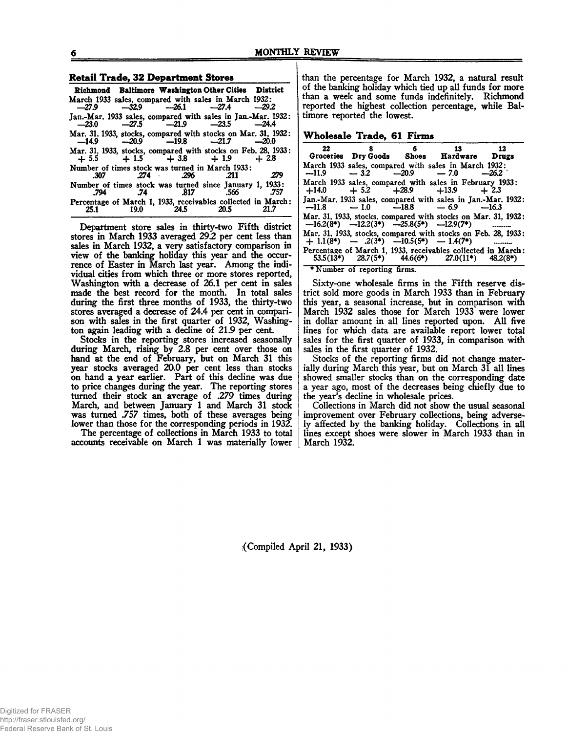## Retail Trade, 32 Department Stores

| | Richmond | Baltimore | Washington | Other Cities | District |
|---|---|---|---|---|---|
| March 1933 sales, compared with sales in March 1932: | —27.9 | —32.9 | —26.1 | —27.4 | —29.2 |
| Jan.-Mar. 1933 sales, compared with sales in Jan.-Mar. 1932: | —23.0 | —27.5 | —21.9 | —23.5 | —24.4 |
| Mar. 31, 1933, stocks, compared with stocks on Mar. 31, 1932: | —14.9 | —20.9 | —19.8 | —21.7 | —20.0 |
| Mar. 31, 1933, stocks, compared with stocks on Feb. 28, 1933: | + 5.5 | + 1.5 | + 3.8 | + 1.9 | + 2.8 |
| Number of times stock was turned in March 1933: | .307 | .274 | .296 | .211 | .279 |
| Number of times stock was turned since January 1, 1933: | .794 | .74 | .817 | .566 | .757 |
| Percentage of March 1, 1933, receivables collected in March: | 25.1 | 19.0 | 24.5 | 20.5 | 21.7 |

Department store sales in thirty-two Fifth district stores in March 1933 averaged 29.2 per cent less than sales in March 1932, a very satisfactory comparison in view of the banking holiday this year and the occurrence of Easter in March last year. Among the individual cities from which three or more stores reported, Washington with a decrease of 26.1 per cent in sales made the best record for the month. In total sales during the first three months of 1933, the thirty-two stores averaged a decrease of 24.4 per cent in comparison with sales in the first quarter of 1932, Washington again leading with a decline of 21.9 per cent.

Stocks in the reporting stores increased seasonally during March, rising by 2.8 per cent over those on hand at the end of February, but on March 31 this year stocks averaged 20.0 per cent less than stocks on hand a year earlier. Part of this decline was due to price changes during the year. The reporting stores turned their stock an average of .279 times during March, and between January 1 and March 31 stock was turned .757 times, both of these averages being lower than those for the corresponding periods in 1932.

The percentage of collections in March 1933 to total accounts receivable on March 1 was materially lower than the percentage for March 1932, a natural result of the banking holiday which tied up all funds for more than a week and some funds indefinitely. Richmond reported the highest collection percentage, while Baltimore reported the lowest.

## Wholesale Trade, 61 Firms

| | 22 Groceries | 8 Dry Goods | 6 Shoes | 13 Hardware | 12 Drugs |
|---|---|---|---|---|---|
| March 1933 sales, compared with sales in March 1932: | —11.9 | — 3.2 | —20.9 | — 7.0 | —26.2 |
| March 1933 sales, compared with sales in February 1933: | +14.0 | + 5.2 | +28.9 | +13.9 | + 2.3 |
| Jan.-Mar. 1933 sales, compared with sales in Jan.-Mar. 1932: | —11.8 | — 1.0 | —18.8 | — 6.9 | —16.3 |
| Mar. 31, 1933, stocks, compared with stocks on Mar. 31, 1932: | —16.2(8*) | —12.2(3*) | —25.8(5*) | —12.9(7*) | ........ |
| Mar. 31, 1933, stocks, compared with stocks on Feb. 28, 1933: | + 1.1(8*) | — .2(3*) | —10.5(5*) | — 1.4(7*) | ........ |
| Percentage of March 1, 1933, receivables collected in March: | 53.5(13*) | 28.7(5*) | 44.6(6*) | 27.0(11*) | 48.2(8*) |

\* Number of reporting firms.

Sixty-one wholesale firms in the Fifth reserve district sold more goods in March 1933 than in February this year, a seasonal increase, but in comparison with March 1932 sales those for March 1933 were lower in dollar amount in all lines reported upon. All five lines for which data are available report lower total sales for the first quarter of 1933, in comparison with sales in the first quarter of 1932.

Stocks of the reporting firms did not change materially during March this year, but on March 31 all lines showed smaller stocks than on the corresponding date a year ago, most of the decreases being chiefly due to the year's decline in wholesale prices.

Collections in March did not show the usual seasonal improvement over February collections, being adversely affected by the banking holiday. Collections in all lines except shoes were slower in March 1933 than in March 1932.

(Compiled April 21, 1933)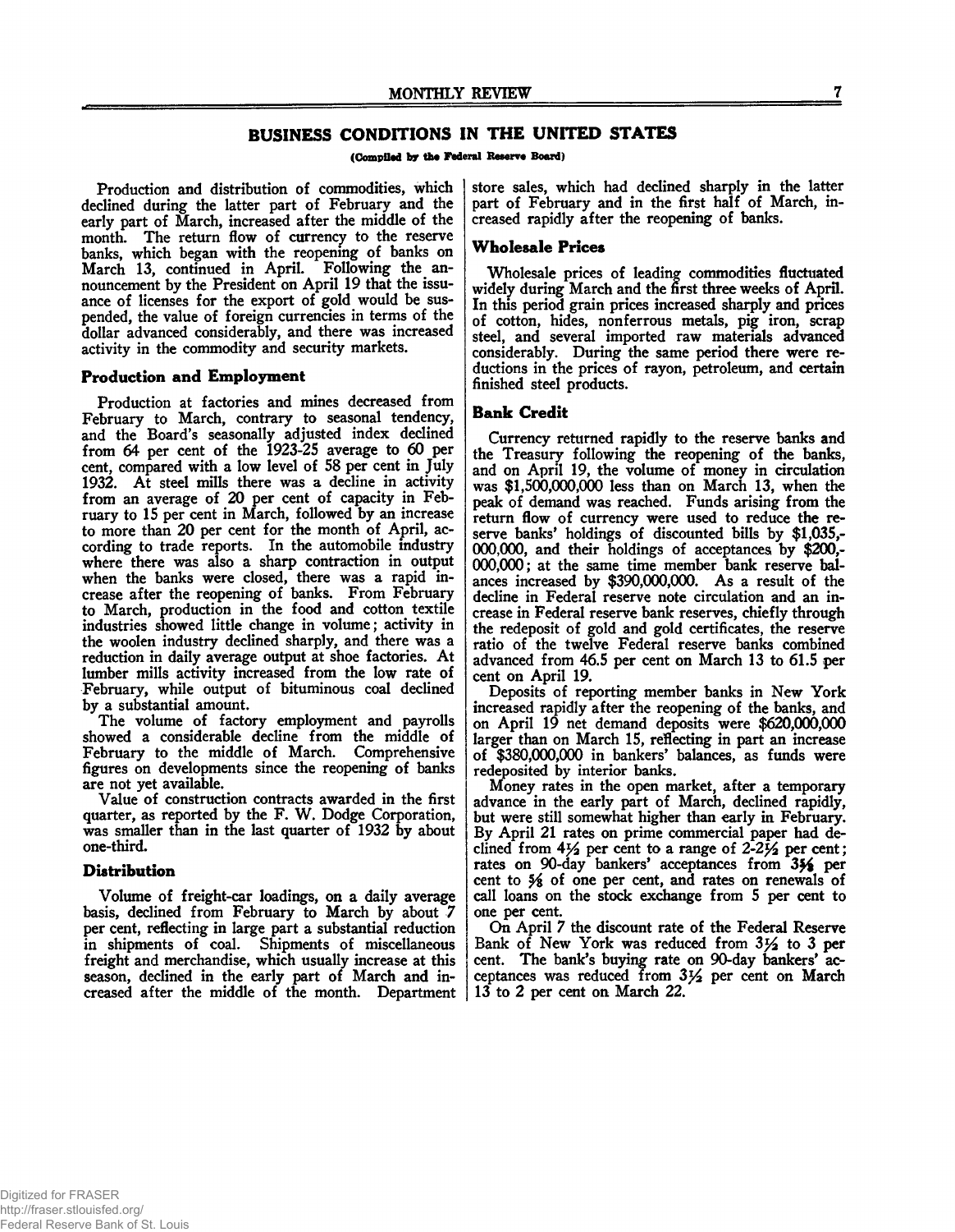# BUSINESS CONDITIONS IN THE UNITED STATES

**(Compiled by the Federal Reserve Board)**

Production and distribution of commodities, which declined during the latter part of February and the early part of March, increased after the middle of the month. The return flow of currency to the reserve banks, which began with the reopening of banks on March 13, continued in April. Following the announcement by the President on April 19 that the issuance of licenses for the export of gold would be suspended, the value of foreign currencies in terms of the dollar advanced considerably, and there was increased activity in the commodity and security markets.

## Production and Employment

Production at factories and mines decreased from February to March, contrary to seasonal tendency, and the Board's seasonally adjusted index declined from 64 per cent of the 1923-25 average to 60 per cent, compared with a low level of 58 per cent in July 1932. At steel mills there was a decline in activity from an average of 20 per cent of capacity in February to 15 per cent in March, followed by an increase to more than 20 per cent for the month of April, according to trade reports. In the automobile industry where there was also a sharp contraction in output when the banks were closed, there was a rapid increase after the reopening of banks. From February to March, production in the food and cotton textile industries showed little change in volume; activity in the woolen industry declined sharply, and there was a reduction in daily average output at shoe factories. At lumber mills activity increased from the low rate of February, while output of bituminous coal declined by a substantial amount.

The volume of factory employment and payrolls showed a considerable decline from the middle of February to the middle of March. Comprehensive figures on developments since the reopening of banks are not yet available.

Value of construction contracts awarded in the first quarter, as reported by the F. W. Dodge Corporation, was smaller than in the last quarter of 1932 by about one-third.

## Distribution

Volume of freight-car loadings, on a daily average basis, declined from February to March by about 7 per cent, reflecting in large part a substantial reduction in shipments of coal. Shipments of miscellaneous freight and merchandise, which usually increase at this season, declined in the early part of March and increased after the middle of the month. Department store sales, which had declined sharply in the latter part of February and in the first half of March, increased rapidly after the reopening of banks.

## Wholesale Prices

Wholesale prices of leading commodities fluctuated widely during March and the first three weeks of April. In this period grain prices increased sharply and prices of cotton, hides, nonferrous metals, pig iron, scrap steel, and several imported raw materials advanced considerably. During the same period there were reductions in the prices of rayon, petroleum, and certain finished steel products.

## Bank Credit

Currency returned rapidly to the reserve banks and the Treasury following the reopening of the banks, and on April 19, the volume of money in circulation was $1,500,000,000 less than on March 13, when the peak of demand was reached. Funds arising from the return flow of currency were used to reduce the reserve banks' holdings of discounted bills by $1,035,000,000, and their holdings of acceptances by $200,000,000; at the same time member bank reserve balances increased by $390,000,000. As a result of the decline in Federal reserve note circulation and an increase in Federal reserve bank reserves, chiefly through the redeposit of gold and gold certificates, the reserve ratio of the twelve Federal reserve banks combined advanced from 46.5 per cent on March 13 to 61.5 per cent on April 19.

Deposits of reporting member banks in New York increased rapidly after the reopening of the banks, and on April 19 net demand deposits were $620,000,000 larger than on March 15, reflecting in part an increase of $380,000,000 in bankers' balances, as funds were redeposited by interior banks.

Money rates in the open market, after a temporary advance in the early part of March, declined rapidly, but were still somewhat higher than early in February. By April 21 rates on prime commercial paper had declined from 4½ per cent to a range of 2-2½ per cent; rates on 90-day bankers' acceptances from 3⅜ per cent to ⅝ of one per cent, and rates on renewals of call loans on the stock exchange from 5 per cent to one per cent.

On April 7 the discount rate of the Federal Reserve Bank of New York was reduced from 3½ to 3 per cent. The bank's buying rate on 90-day bankers' acceptances was reduced from 3½ per cent on March 13 to 2 per cent on March 22.